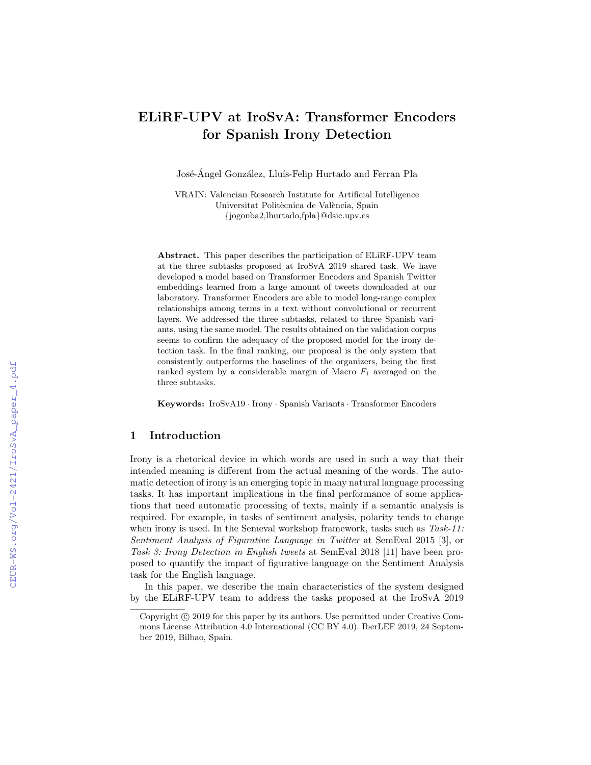# ELiRF-UPV at IroSvA: Transformer Encoders for Spanish Irony Detection

José-Ángel González, Lluís-Felip Hurtado and Ferran Pla

VRAIN: Valencian Research Institute for Artificial Intelligence
Universitat Politècnica de València, Spain
{jogonba2,lhurtado,fpla}@dsic.upv.es

**Abstract.** This paper describes the participation of ELiRF-UPV team at the three subtasks proposed at IroSvA 2019 shared task. We have developed a model based on Transformer Encoders and Spanish Twitter embeddings learned from a large amount of tweets downloaded at our laboratory. Transformer Encoders are able to model long-range complex relationships among terms in a text without convolutional or recurrent layers. We addressed the three subtasks, related to three Spanish variants, using the same model. The results obtained on the validation corpus seems to confirm the adequacy of the proposed model for the irony detection task. In the final ranking, our proposal is the only system that consistently outperforms the baselines of the organizers, being the first ranked system by a considerable margin of Macro $F_1$ averaged on the three subtasks.

**Keywords:** IroSvA19 · Irony · Spanish Variants · Transformer Encoders

## 1 Introduction

Irony is a rhetorical device in which words are used in such a way that their intended meaning is different from the actual meaning of the words. The automatic detection of irony is an emerging topic in many natural language processing tasks. It has important implications in the final performance of some applications that need automatic processing of texts, mainly if a semantic analysis is required. For example, in tasks of sentiment analysis, polarity tends to change when irony is used. In the Semeval workshop framework, tasks such as *Task-11: Sentiment Analysis of Figurative Language in Twitter* at SemEval 2015 [3], or *Task 3: Irony Detection in English tweets* at SemEval 2018 [11] have been proposed to quantify the impact of figurative language on the Sentiment Analysis task for the English language.

In this paper, we describe the main characteristics of the system designed by the ELiRF-UPV team to address the tasks proposed at the IroSvA 2019

Copyright © 2019 for this paper by its authors. Use permitted under Creative Commons License Attribution 4.0 International (CC BY 4.0). IberLEF 2019, 24 September 2019, Bilbao, Spain.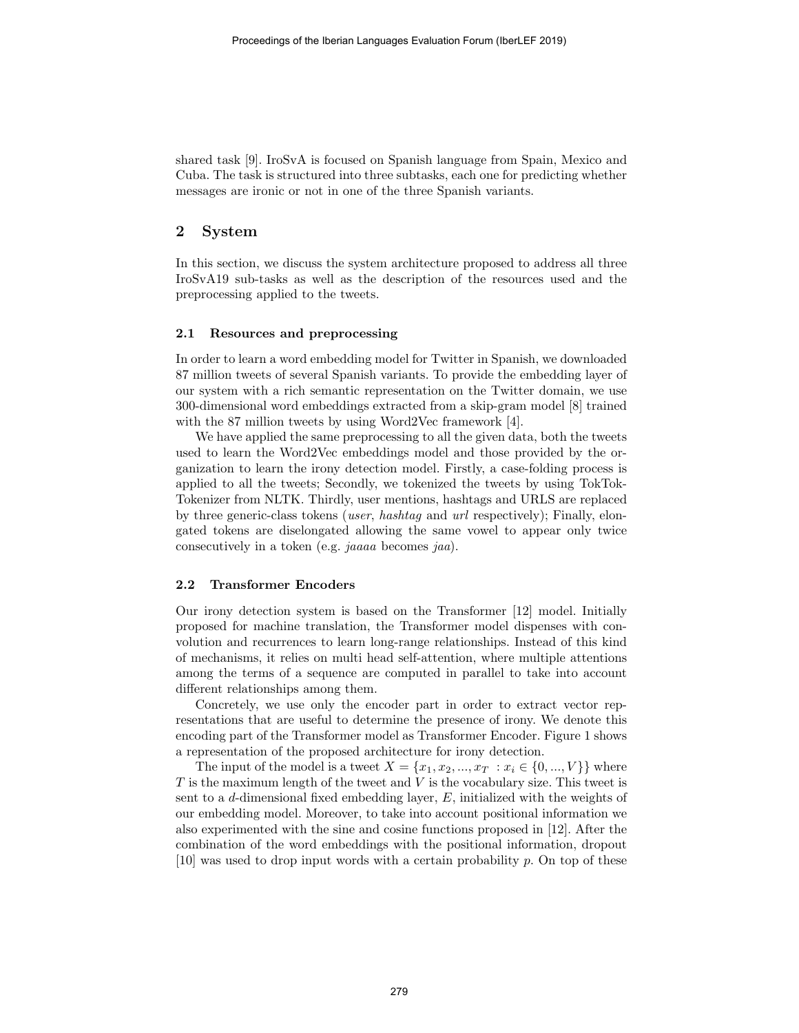shared task [9]. IroSvA is focused on Spanish language from Spain, Mexico and Cuba. The task is structured into three subtasks, each one for predicting whether messages are ironic or not in one of the three Spanish variants.

## 2 System

In this section, we discuss the system architecture proposed to address all three IroSvA19 sub-tasks as well as the description of the resources used and the preprocessing applied to the tweets.

### 2.1 Resources and preprocessing

In order to learn a word embedding model for Twitter in Spanish, we downloaded 87 million tweets of several Spanish variants. To provide the embedding layer of our system with a rich semantic representation on the Twitter domain, we use 300-dimensional word embeddings extracted from a skip-gram model [8] trained with the 87 million tweets by using Word2Vec framework [4].

We have applied the same preprocessing to all the given data, both the tweets used to learn the Word2Vec embeddings model and those provided by the organization to learn the irony detection model. Firstly, a case-folding process is applied to all the tweets; Secondly, we tokenized the tweets by using TokTok-Tokenizer from NLTK. Thirdly, user mentions, hashtags and URLS are replaced by three generic-class tokens (*user*, *hashtag* and *url* respectively); Finally, elongated tokens are diselongated allowing the same vowel to appear only twice consecutively in a token (e.g. *jaaaa* becomes *jaa*).

### 2.2 Transformer Encoders

Our irony detection system is based on the Transformer [12] model. Initially proposed for machine translation, the Transformer model dispenses with convolution and recurrences to learn long-range relationships. Instead of this kind of mechanisms, it relies on multi head self-attention, where multiple attentions among the terms of a sequence are computed in parallel to take into account different relationships among them.

Concretely, we use only the encoder part in order to extract vector representations that are useful to determine the presence of irony. We denote this encoding part of the Transformer model as Transformer Encoder. Figure 1 shows a representation of the proposed architecture for irony detection.

The input of the model is a tweet $X = \{x_1, x_2, ..., x_T \ : x_i \in \{0, ..., V\}\}$ where $T$ is the maximum length of the tweet and $V$ is the vocabulary size. This tweet is sent to a $d$-dimensional fixed embedding layer, $E$, initialized with the weights of our embedding model. Moreover, to take into account positional information we also experimented with the sine and cosine functions proposed in [12]. After the combination of the word embeddings with the positional information, dropout [10] was used to drop input words with a certain probability $p$. On top of these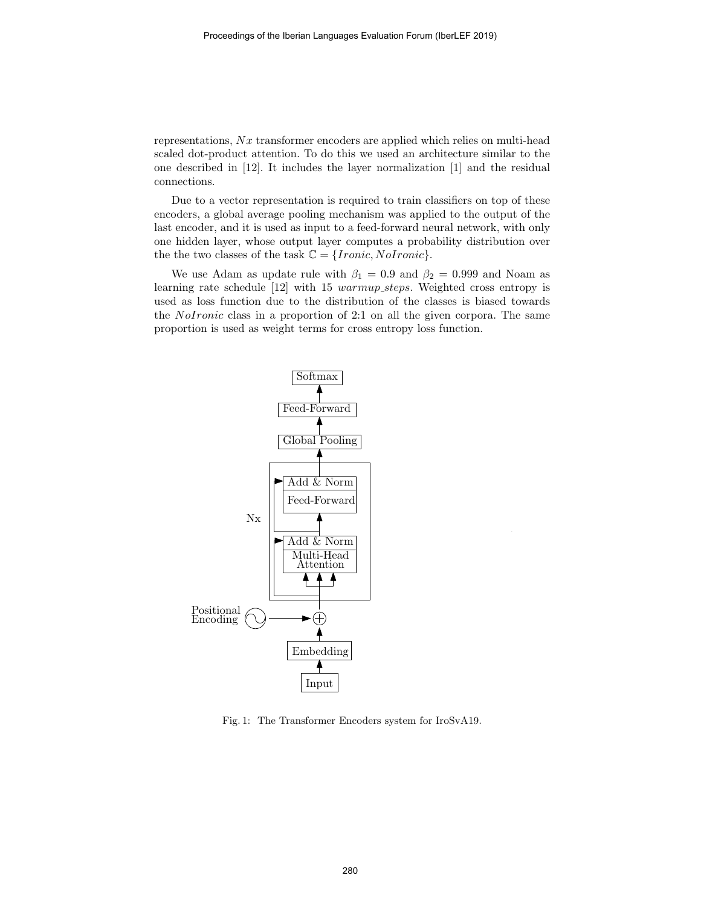representations, $Nx$ transformer encoders are applied which relies on multi-head scaled dot-product attention. To do this we used an architecture similar to the one described in [12]. It includes the layer normalization [1] and the residual connections.

Due to a vector representation is required to train classifiers on top of these encoders, a global average pooling mechanism was applied to the output of the last encoder, and it is used as input to a feed-forward neural network, with only one hidden layer, whose output layer computes a probability distribution over the the two classes of the task $\mathbb{C} = \{Ironic, NoIronic\}$.

We use Adam as update rule with $\beta_1 = 0.9$ and $\beta_2 = 0.999$ and Noam as learning rate schedule [12] with 15 *warmup_steps*. Weighted cross entropy is used as loss function due to the distribution of the classes is biased towards the *NoIronic* class in a proportion of 2:1 on all the given corpora. The same proportion is used as weight terms for cross entropy loss function.

Fig. 1: The Transformer Encoders system for IroSvA19.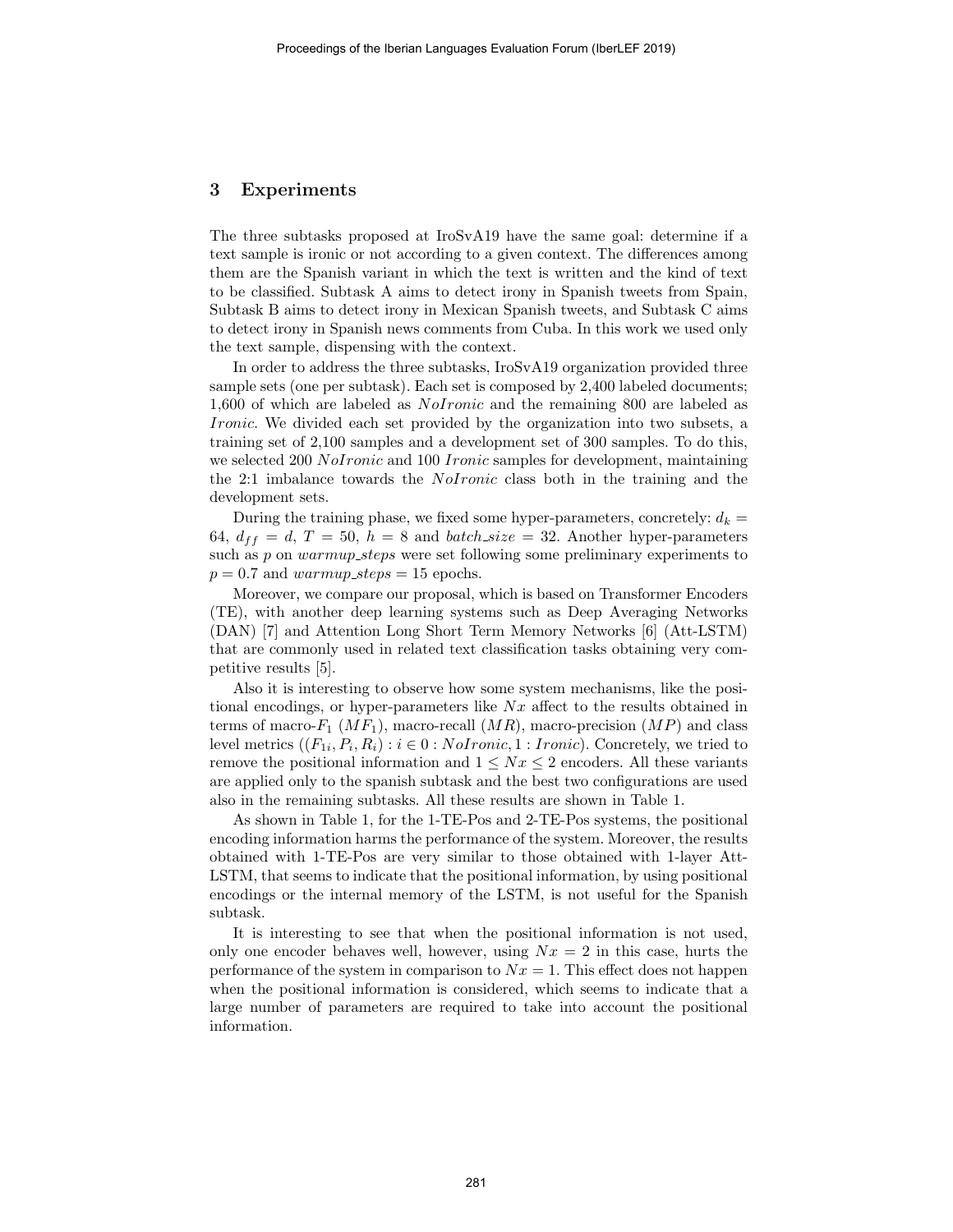## 3 Experiments

The three subtasks proposed at IroSvA19 have the same goal: determine if a text sample is ironic or not according to a given context. The differences among them are the Spanish variant in which the text is written and the kind of text to be classified. Subtask A aims to detect irony in Spanish tweets from Spain, Subtask B aims to detect irony in Mexican Spanish tweets, and Subtask C aims to detect irony in Spanish news comments from Cuba. In this work we used only the text sample, dispensing with the context.

In order to address the three subtasks, IroSvA19 organization provided three sample sets (one per subtask). Each set is composed by 2,400 labeled documents; 1,600 of which are labeled as $NoIronic$ and the remaining 800 are labeled as $Ironic$. We divided each set provided by the organization into two subsets, a training set of 2,100 samples and a development set of 300 samples. To do this, we selected 200 $NoIronic$ and 100 $Ironic$ samples for development, maintaining the 2:1 imbalance towards the $NoIronic$ class both in the training and the development sets.

During the training phase, we fixed some hyper-parameters, concretely: $d_k = 64$, $d_{ff} = d$, $T = 50$, $h = 8$ and $batch\_size = 32$. Another hyper-parameters such as $p$ on $warmup\_steps$ were set following some preliminary experiments to $p = 0.7$ and $warmup\_steps = 15$ epochs.

Moreover, we compare our proposal, which is based on Transformer Encoders (TE), with another deep learning systems such as Deep Averaging Networks (DAN) [7] and Attention Long Short Term Memory Networks [6] (Att-LSTM) that are commonly used in related text classification tasks obtaining very competitive results [5].

Also it is interesting to observe how some system mechanisms, like the positional encodings, or hyper-parameters like $Nx$ affect to the results obtained in terms of macro-$F_1$ ($MF_1$), macro-recall ($MR$), macro-precision ($MP$) and class level metrics $((F_{1i}, P_i, R_i) : i \in 0 : NoIronic, 1 : Ironic)$. Concretely, we tried to remove the positional information and $1 \leq Nx \leq 2$ encoders. All these variants are applied only to the spanish subtask and the best two configurations are used also in the remaining subtasks. All these results are shown in Table 1.

As shown in Table 1, for the 1-TE-Pos and 2-TE-Pos systems, the positional encoding information harms the performance of the system. Moreover, the results obtained with 1-TE-Pos are very similar to those obtained with 1-layer Att-LSTM, that seems to indicate that the positional information, by using positional encodings or the internal memory of the LSTM, is not useful for the Spanish subtask.

It is interesting to see that when the positional information is not used, only one encoder behaves well, however, using $Nx = 2$ in this case, hurts the performance of the system in comparison to $Nx = 1$. This effect does not happen when the positional information is considered, which seems to indicate that a large number of parameters are required to take into account the positional information.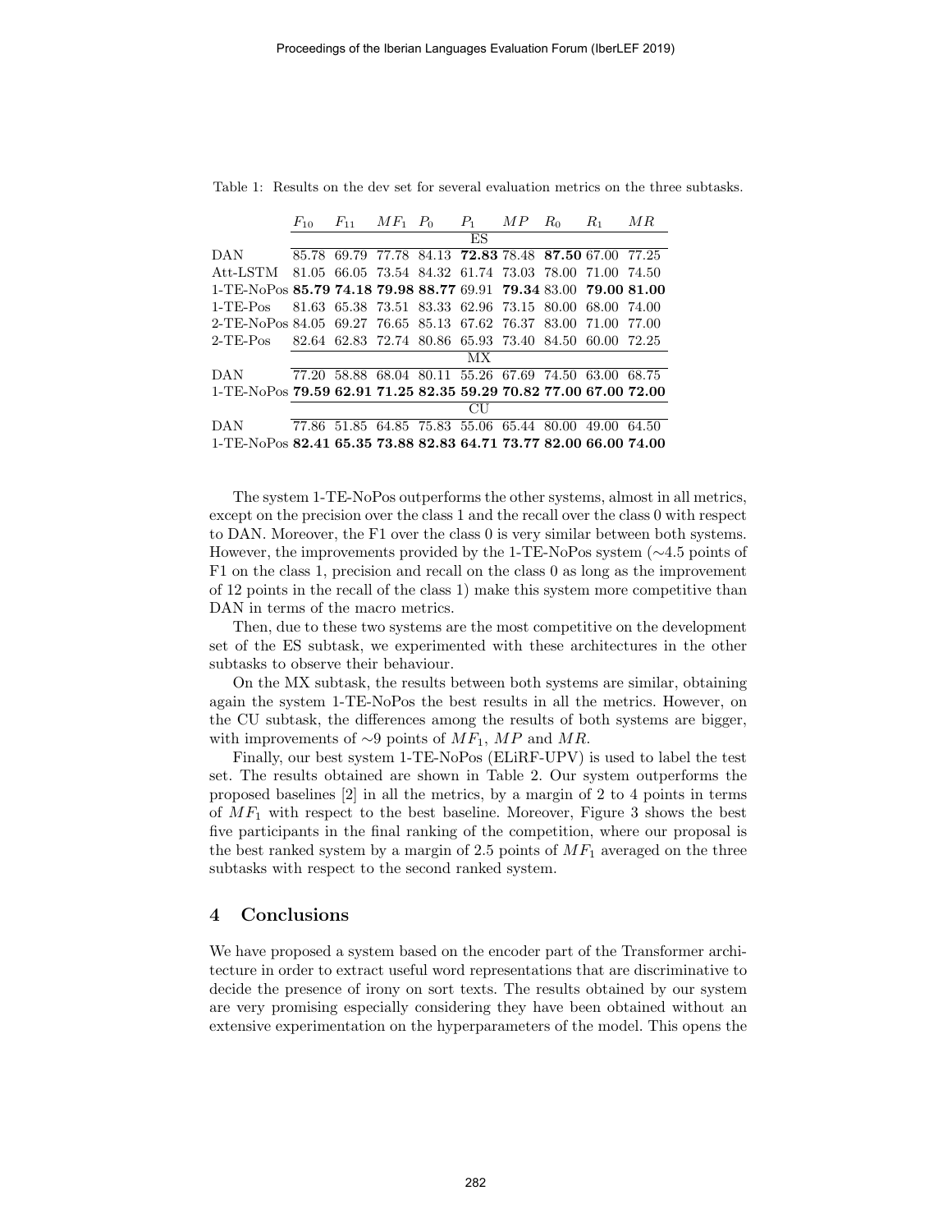Table 1: Results on the dev set for several evaluation metrics on the three subtasks.

| | $F_{10}$ | $F_{11}$ | $MF_1$ | $P_0$ | $P_1$ | $MP$ | $R_0$ | $R_1$ | $MR$ |
|---|---|---|---|---|---|---|---|---|---|
| | | | | | ES | | | | |
| DAN | 85.78 | 69.79 | 77.78 | 84.13 | **72.83** | 78.48 | **87.50** | 67.00 | 77.25 |
| Att-LSTM | 81.05 | 66.05 | 73.54 | 84.32 | 61.74 | 73.03 | 78.00 | 71.00 | 74.50 |
| 1-TE-NoPos | **85.79** | **74.18** | **79.98** | **88.77** | 69.91 | **79.34** | 83.00 | **79.00** | **81.00** |
| 1-TE-Pos | 81.63 | 65.38 | 73.51 | 83.33 | 62.96 | 73.15 | 80.00 | 68.00 | 74.00 |
| 2-TE-NoPos | 84.05 | 69.27 | 76.65 | 85.13 | 67.62 | 76.37 | 83.00 | 71.00 | 77.00 |
| 2-TE-Pos | 82.64 | 62.83 | 72.74 | 80.86 | 65.93 | 73.40 | 84.50 | 60.00 | 72.25 |
| | | | | | MX | | | | |
| DAN | 77.20 | 58.88 | 68.04 | 80.11 | 55.26 | 67.69 | 74.50 | 63.00 | 68.75 |
| 1-TE-NoPos | **79.59** | **62.91** | **71.25** | **82.35** | **59.29** | **70.82** | **77.00** | **67.00** | **72.00** |
| | | | | | CU | | | | |
| DAN | 77.86 | 51.85 | 64.85 | 75.83 | 55.06 | 65.44 | 80.00 | 49.00 | 64.50 |
| 1-TE-NoPos | **82.41** | **65.35** | **73.88** | **82.83** | **64.71** | **73.77** | **82.00** | **66.00** | **74.00** |

The system 1-TE-NoPos outperforms the other systems, almost in all metrics, except on the precision over the class 1 and the recall over the class 0 with respect to DAN. Moreover, the F1 over the class 0 is very similar between both systems. However, the improvements provided by the 1-TE-NoPos system (∼4.5 points of F1 on the class 1, precision and recall on the class 0 as long as the improvement of 12 points in the recall of the class 1) make this system more competitive than DAN in terms of the macro metrics.

Then, due to these two systems are the most competitive on the development set of the ES subtask, we experimented with these architectures in the other subtasks to observe their behaviour.

On the MX subtask, the results between both systems are similar, obtaining again the system 1-TE-NoPos the best results in all the metrics. However, on the CU subtask, the differences among the results of both systems are bigger, with improvements of ∼9 points of $MF_1$, $MP$ and $MR$.

Finally, our best system 1-TE-NoPos (ELiRF-UPV) is used to label the test set. The results obtained are shown in Table 2. Our system outperforms the proposed baselines [2] in all the metrics, by a margin of 2 to 4 points in terms of $MF_1$ with respect to the best baseline. Moreover, Figure 3 shows the best five participants in the final ranking of the competition, where our proposal is the best ranked system by a margin of 2.5 points of $MF_1$ averaged on the three subtasks with respect to the second ranked system.

## 4 Conclusions

We have proposed a system based on the encoder part of the Transformer architecture in order to extract useful word representations that are discriminative to decide the presence of irony on sort texts. The results obtained by our system are very promising especially considering they have been obtained without an extensive experimentation on the hyperparameters of the model. This opens the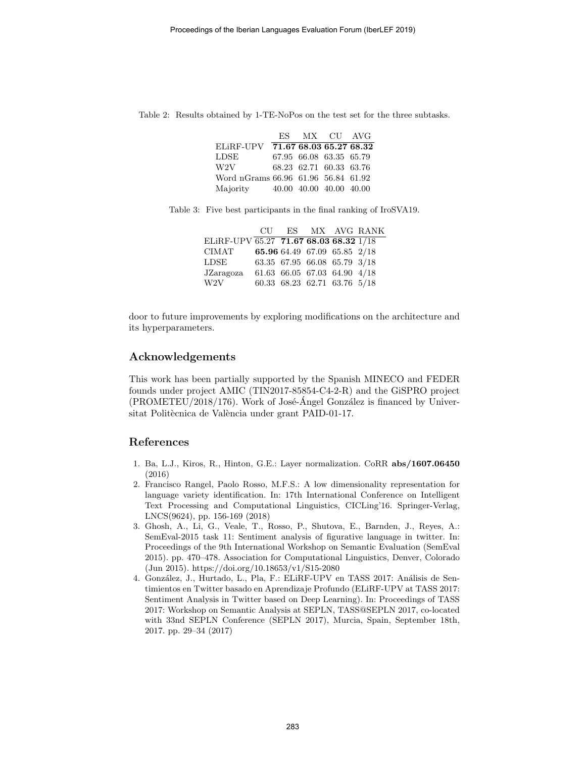Table 2: Results obtained by 1-TE-NoPos on the test set for the three subtasks.

| | ES | MX | CU | AVG |
|---|---|---|---|---|
| ELiRF-UPV | **71.67** | **68.03** | **65.27** | **68.32** |
| LDSE | 67.95 | 66.08 | 63.35 | 65.79 |
| W2V | 68.23 | 62.71 | 60.33 | 63.76 |
| Word nGrams | 66.96 | 61.96 | 56.84 | 61.92 |
| Majority | 40.00 | 40.00 | 40.00 | 40.00 |

Table 3: Five best participants in the final ranking of IroSVA19.

| | CU | ES | MX | AVG | RANK |
|---|---|---|---|---|---|
| ELiRF-UPV | 65.27 | **71.67** | **68.03** | **68.32** | 1/18 |
| CIMAT | **65.96** | 64.49 | 67.09 | 65.85 | 2/18 |
| LDSE | 63.35 | 67.95 | 66.08 | 65.79 | 3/18 |
| JZaragoza | 61.63 | 66.05 | 67.03 | 64.90 | 4/18 |
| W2V | 60.33 | 68.23 | 62.71 | 63.76 | 5/18 |

door to future improvements by exploring modifications on the architecture and its hyperparameters.

## Acknowledgements

This work has been partially supported by the Spanish MINECO and FEDER founds under project AMIC (TIN2017-85854-C4-2-R) and the GiSPRO project (PROMETEU/2018/176). Work of José-Ángel González is financed by Universitat Politècnica de València under grant PAID-01-17.

## References

1. Ba, L.J., Kiros, R., Hinton, G.E.: Layer normalization. CoRR **abs/1607.06450** (2016)
2. Francisco Rangel, Paolo Rosso, M.F.S.: A low dimensionality representation for language variety identification. In: 17th International Conference on Intelligent Text Processing and Computational Linguistics, CICLing'16. Springer-Verlag, LNCS(9624), pp. 156-169 (2018)
3. Ghosh, A., Li, G., Veale, T., Rosso, P., Shutova, E., Barnden, J., Reyes, A.: SemEval-2015 task 11: Sentiment analysis of figurative language in twitter. In: Proceedings of the 9th International Workshop on Semantic Evaluation (SemEval 2015). pp. 470–478. Association for Computational Linguistics, Denver, Colorado (Jun 2015). https://doi.org/10.18653/v1/S15-2080
4. González, J., Hurtado, L., Pla, F.: ELiRF-UPV en TASS 2017: Análisis de Sentimientos en Twitter basado en Aprendizaje Profundo (ELiRF-UPV at TASS 2017: Sentiment Analysis in Twitter based on Deep Learning). In: Proceedings of TASS 2017: Workshop on Semantic Analysis at SEPLN, TASS@SEPLN 2017, co-located with 33nd SEPLN Conference (SEPLN 2017), Murcia, Spain, September 18th, 2017. pp. 29–34 (2017)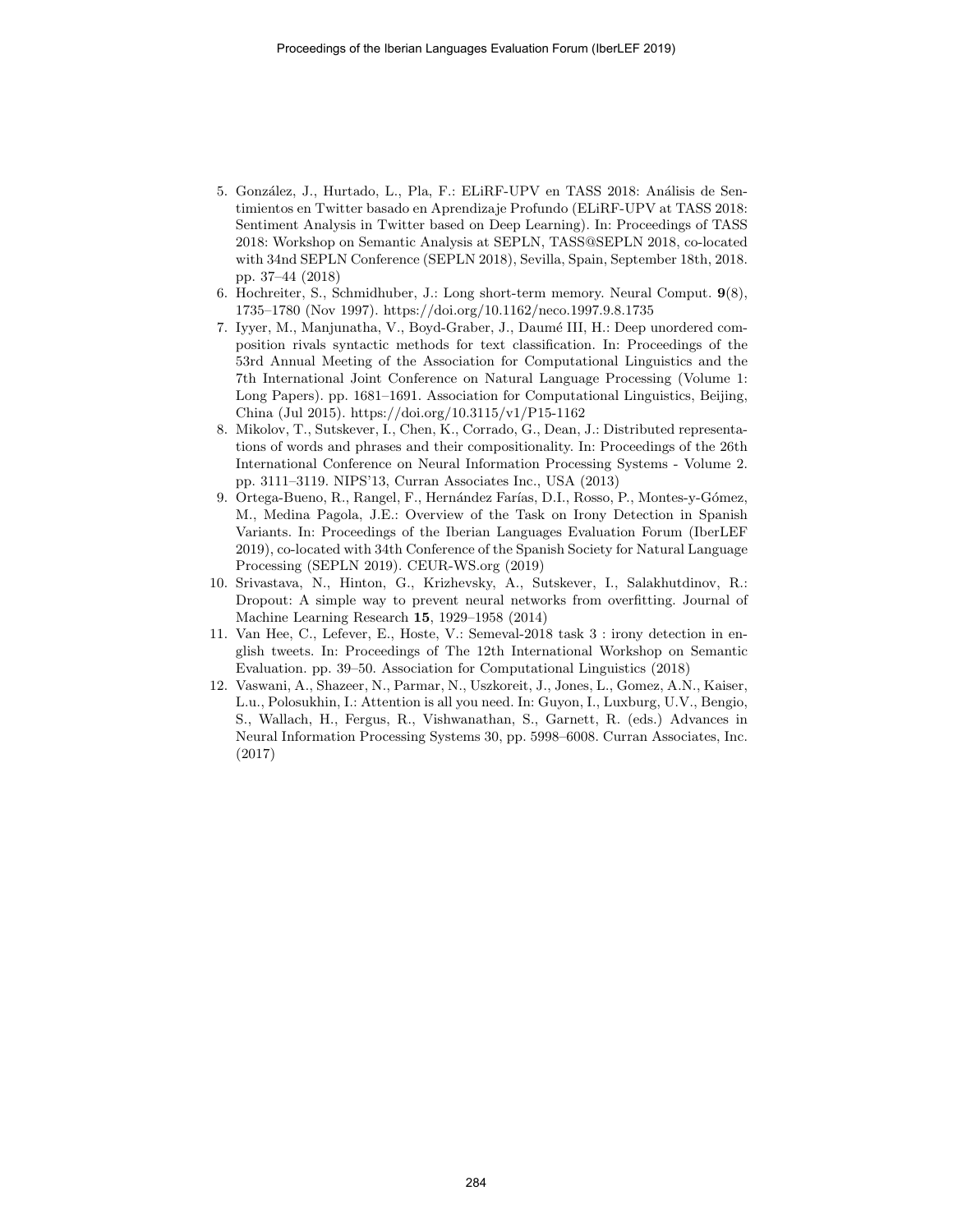5. González, J., Hurtado, L., Pla, F.: ELiRF-UPV en TASS 2018: Análisis de Sentimientos en Twitter basado en Aprendizaje Profundo (ELiRF-UPV at TASS 2018: Sentiment Analysis in Twitter based on Deep Learning). In: Proceedings of TASS 2018: Workshop on Semantic Analysis at SEPLN, TASS@SEPLN 2018, co-located with 34nd SEPLN Conference (SEPLN 2018), Sevilla, Spain, September 18th, 2018. pp. 37–44 (2018)
6. Hochreiter, S., Schmidhuber, J.: Long short-term memory. Neural Comput. **9**(8), 1735–1780 (Nov 1997). https://doi.org/10.1162/neco.1997.9.8.1735
7. Iyyer, M., Manjunatha, V., Boyd-Graber, J., Daumé III, H.: Deep unordered composition rivals syntactic methods for text classification. In: Proceedings of the 53rd Annual Meeting of the Association for Computational Linguistics and the 7th International Joint Conference on Natural Language Processing (Volume 1: Long Papers). pp. 1681–1691. Association for Computational Linguistics, Beijing, China (Jul 2015). https://doi.org/10.3115/v1/P15-1162
8. Mikolov, T., Sutskever, I., Chen, K., Corrado, G., Dean, J.: Distributed representations of words and phrases and their compositionality. In: Proceedings of the 26th International Conference on Neural Information Processing Systems - Volume 2. pp. 3111–3119. NIPS'13, Curran Associates Inc., USA (2013)
9. Ortega-Bueno, R., Rangel, F., Hernández Farías, D.I., Rosso, P., Montes-y-Gómez, M., Medina Pagola, J.E.: Overview of the Task on Irony Detection in Spanish Variants. In: Proceedings of the Iberian Languages Evaluation Forum (IberLEF 2019), co-located with 34th Conference of the Spanish Society for Natural Language Processing (SEPLN 2019). CEUR-WS.org (2019)
10. Srivastava, N., Hinton, G., Krizhevsky, A., Sutskever, I., Salakhutdinov, R.: Dropout: A simple way to prevent neural networks from overfitting. Journal of Machine Learning Research **15**, 1929–1958 (2014)
11. Van Hee, C., Lefever, E., Hoste, V.: Semeval-2018 task 3 : irony detection in english tweets. In: Proceedings of The 12th International Workshop on Semantic Evaluation. pp. 39–50. Association for Computational Linguistics (2018)
12. Vaswani, A., Shazeer, N., Parmar, N., Uszkoreit, J., Jones, L., Gomez, A.N., Kaiser, L.u., Polosukhin, I.: Attention is all you need. In: Guyon, I., Luxburg, U.V., Bengio, S., Wallach, H., Fergus, R., Vishwanathan, S., Garnett, R. (eds.) Advances in Neural Information Processing Systems 30, pp. 5998–6008. Curran Associates, Inc. (2017)